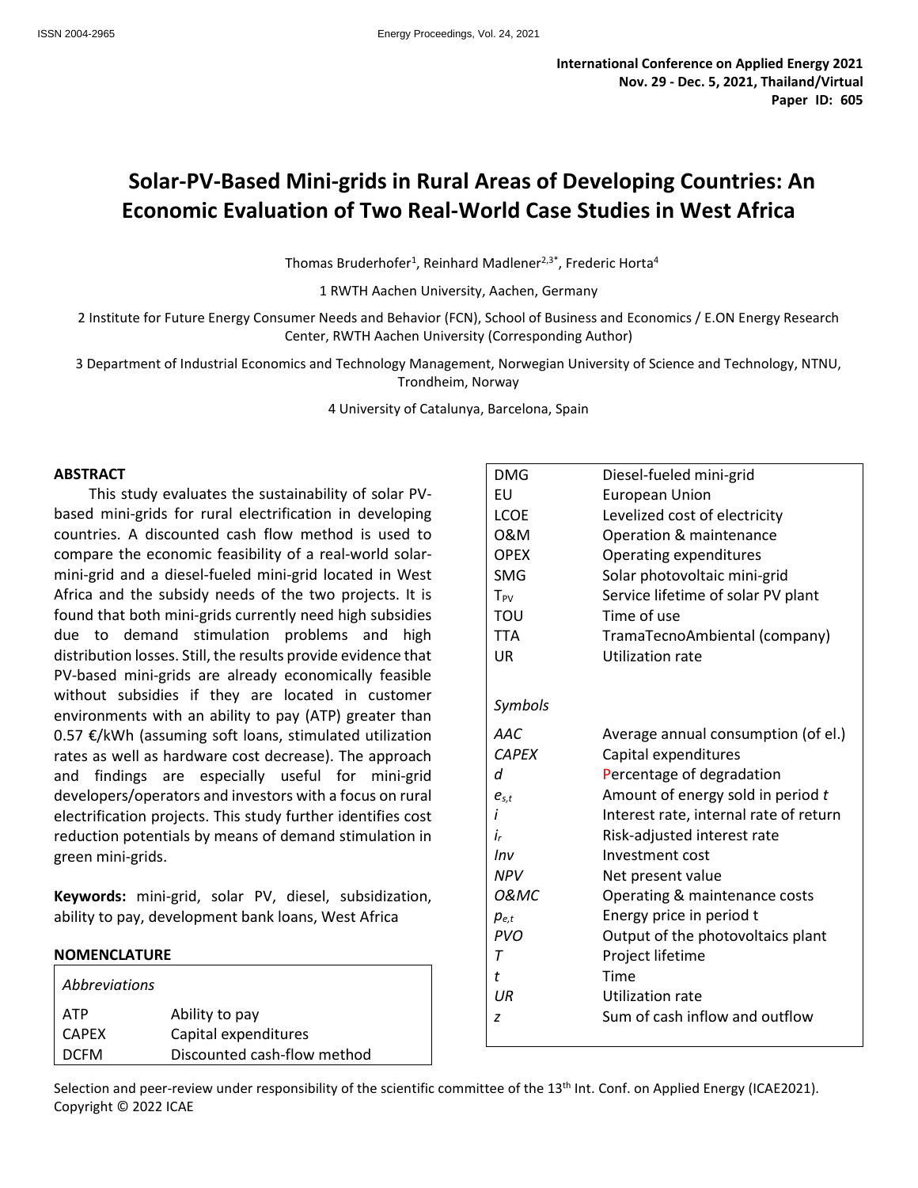International Conference on Applied Energy 2021
Nov. 29 - Dec. 5, 2021, Thailand/Virtual
Paper ID: 605

# Solar-PV-Based Mini-grids in Rural Areas of Developing Countries: An Economic Evaluation of Two Real-World Case Studies in West Africa

Thomas Bruderhofer[1], Reinhard Madlener[2,3*], Frederic Horta[4]

1 RWTH Aachen University, Aachen, Germany

2 Institute for Future Energy Consumer Needs and Behavior (FCN), School of Business and Economics / E.ON Energy Research Center, RWTH Aachen University (Corresponding Author)

3 Department of Industrial Economics and Technology Management, Norwegian University of Science and Technology, NTNU, Trondheim, Norway

4 University of Catalunya, Barcelona, Spain

## ABSTRACT

This study evaluates the sustainability of solar PV-based mini-grids for rural electrification in developing countries. A discounted cash flow method is used to compare the economic feasibility of a real-world solar-mini-grid and a diesel-fueled mini-grid located in West Africa and the subsidy needs of the two projects. It is found that both mini-grids currently need high subsidies due to demand stimulation problems and high distribution losses. Still, the results provide evidence that PV-based mini-grids are already economically feasible without subsidies if they are located in customer environments with an ability to pay (ATP) greater than 0.57 €/kWh (assuming soft loans, stimulated utilization rates as well as hardware cost decrease). The approach and findings are especially useful for mini-grid developers/operators and investors with a focus on rural electrification projects. This study further identifies cost reduction potentials by means of demand stimulation in green mini-grids.

**Keywords:** mini-grid, solar PV, diesel, subsidization, ability to pay, development bank loans, West Africa

## NOMENCLATURE

| *Abbreviations* | |
|---|---|
| ATP | Ability to pay |
| CAPEX | Capital expenditures |
| DCFM | Discounted cash-flow method |
| DMG | Diesel-fueled mini-grid |
| EU | European Union |
| LCOE | Levelized cost of electricity |
| O&M | Operation & maintenance |
| OPEX | Operating expenditures |
| SMG | Solar photovoltaic mini-grid |
| $T_{PV}$ | Service lifetime of solar PV plant |
| TOU | Time of use |
| TTA | TramaTecnoAmbiental (company) |
| UR | Utilization rate |

| *Symbols* | |
|---|---|
| *AAC* | Average annual consumption (of el.) |
| *CAPEX* | Capital expenditures |
| $d$ | Percentage of degradation |
| $e_{s,t}$ | Amount of energy sold in period $t$ |
| $i$ | Interest rate, internal rate of return |
| $i_r$ | Risk-adjusted interest rate |
| *Inv* | Investment cost |
| *NPV* | Net present value |
| *O&MC* | Operating & maintenance costs |
| $p_{e,t}$ | Energy price in period t |
| *PVO* | Output of the photovoltaics plant |
| $T$ | Project lifetime |
| $t$ | Time |
| *UR* | Utilization rate |
| $z$ | Sum of cash inflow and outflow |

Selection and peer-review under responsibility of the scientific committee of the 13th Int. Conf. on Applied Energy (ICAE2021).
Copyright © 2022 ICAE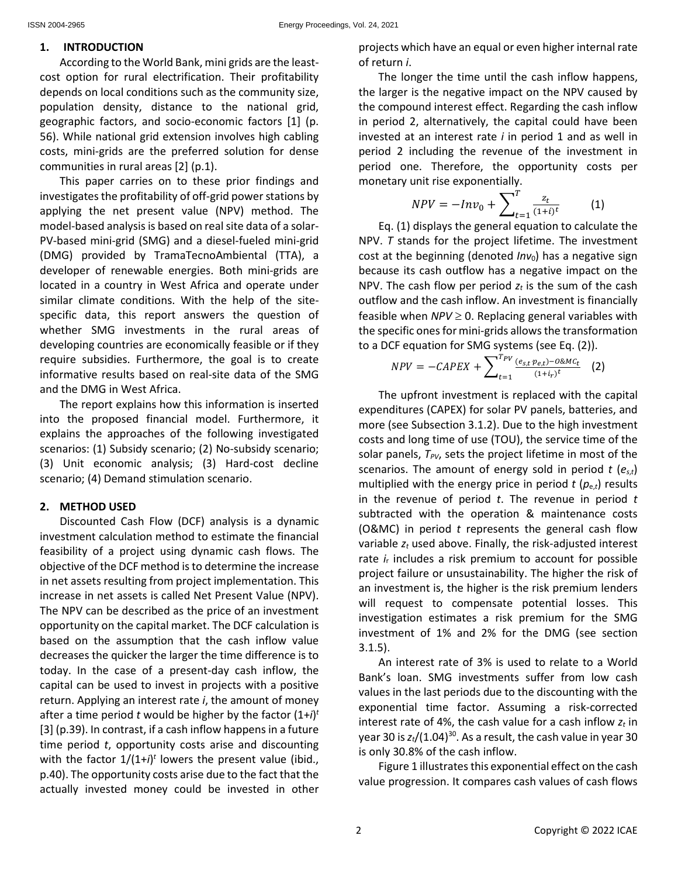## 1. INTRODUCTION

According to the World Bank, mini grids are the least-cost option for rural electrification. Their profitability depends on local conditions such as the community size, population density, distance to the national grid, geographic factors, and socio-economic factors [1] (p. 56). While national grid extension involves high cabling costs, mini-grids are the preferred solution for dense communities in rural areas [2] (p.1).

This paper carries on to these prior findings and investigates the profitability of off-grid power stations by applying the net present value (NPV) method. The model-based analysis is based on real site data of a solar-PV-based mini-grid (SMG) and a diesel-fueled mini-grid (DMG) provided by TramaTecnoAmbiental (TTA), a developer of renewable energies. Both mini-grids are located in a country in West Africa and operate under similar climate conditions. With the help of the site-specific data, this report answers the question of whether SMG investments in the rural areas of developing countries are economically feasible or if they require subsidies. Furthermore, the goal is to create informative results based on real-site data of the SMG and the DMG in West Africa.

The report explains how this information is inserted into the proposed financial model. Furthermore, it explains the approaches of the following investigated scenarios: (1) Subsidy scenario; (2) No-subsidy scenario; (3) Unit economic analysis; (3) Hard-cost decline scenario; (4) Demand stimulation scenario.

## 2. METHOD USED

Discounted Cash Flow (DCF) analysis is a dynamic investment calculation method to estimate the financial feasibility of a project using dynamic cash flows. The objective of the DCF method is to determine the increase in net assets resulting from project implementation. This increase in net assets is called Net Present Value (NPV). The NPV can be described as the price of an investment opportunity on the capital market. The DCF calculation is based on the assumption that the cash inflow value decreases the quicker the larger the time difference is to today. In the case of a present-day cash inflow, the capital can be used to invest in projects with a positive return. Applying an interest rate *i*, the amount of money after a time period *t* would be higher by the factor $(1+i)^t$ [3] (p.39). In contrast, if a cash inflow happens in a future time period *t*, opportunity costs arise and discounting with the factor $1/(1+i)^t$ lowers the present value (ibid., p.40). The opportunity costs arise due to the fact that the actually invested money could be invested in other projects which have an equal or even higher internal rate of return *i*.

The longer the time until the cash inflow happens, the larger is the negative impact on the NPV caused by the compound interest effect. Regarding the cash inflow in period 2, alternatively, the capital could have been invested at an interest rate *i* in period 1 and as well in period 2 including the revenue of the investment in period one. Therefore, the opportunity costs per monetary unit rise exponentially.

$$NPV = -Inv_0 + \sum_{t=1}^{T} \frac{z_t}{(1+i)^t} \qquad (1)$$

Eq. (1) displays the general equation to calculate the NPV. *T* stands for the project lifetime. The investment cost at the beginning (denoted $Inv_0$) has a negative sign because its cash outflow has a negative impact on the NPV. The cash flow per period $z_t$ is the sum of the cash outflow and the cash inflow. An investment is financially feasible when $NPV \geq 0$. Replacing general variables with the specific ones for mini-grids allows the transformation to a DCF equation for SMG systems (see Eq. (2)).

$$NPV = -CAPEX + \sum_{t=1}^{T_{PV}} \frac{(e_{s,t} \cdot p_{e,t}) - O\&MC_t}{(1+i_r)^t} \qquad (2)$$

The upfront investment is replaced with the capital expenditures (CAPEX) for solar PV panels, batteries, and more (see Subsection 3.1.2). Due to the high investment costs and long time of use (TOU), the service time of the solar panels, $T_{PV}$, sets the project lifetime in most of the scenarios. The amount of energy sold in period *t* ($e_{s,t}$) multiplied with the energy price in period *t* ($p_{e,t}$) results in the revenue of period *t*. The revenue in period *t* subtracted with the operation & maintenance costs (O&MC) in period *t* represents the general cash flow variable $z_t$ used above. Finally, the risk-adjusted interest rate $i_r$ includes a risk premium to account for possible project failure or unsustainability. The higher the risk of an investment is, the higher is the risk premium lenders will request to compensate potential losses. This investigation estimates a risk premium for the SMG investment of 1% and 2% for the DMG (see section 3.1.5).

An interest rate of 3% is used to relate to a World Bank's loan. SMG investments suffer from low cash values in the last periods due to the discounting with the exponential time factor. Assuming a risk-corrected interest rate of 4%, the cash value for a cash inflow $z_t$ in year 30 is $z_t/(1.04)^{30}$. As a result, the cash value in year 30 is only 30.8% of the cash inflow.

Figure 1 illustrates this exponential effect on the cash value progression. It compares cash values of cash flows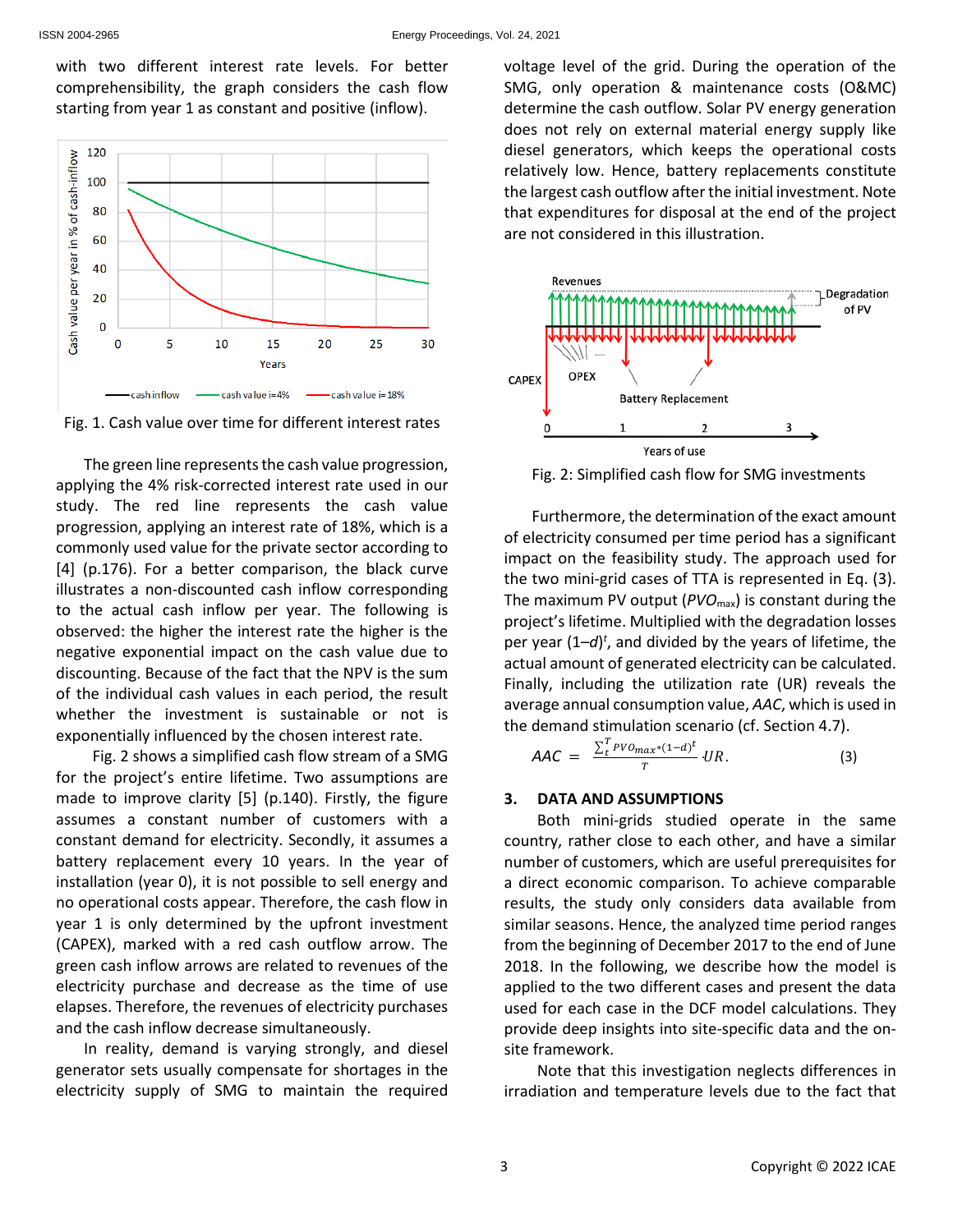with two different interest rate levels. For better comprehensibility, the graph considers the cash flow starting from year 1 as constant and positive (inflow).

Fig. 1. Cash value over time for different interest rates

The green line represents the cash value progression, applying the 4% risk-corrected interest rate used in our study. The red line represents the cash value progression, applying an interest rate of 18%, which is a commonly used value for the private sector according to [4] (p.176). For a better comparison, the black curve illustrates a non-discounted cash inflow corresponding to the actual cash inflow per year. The following is observed: the higher the interest rate the higher is the negative exponential impact on the cash value due to discounting. Because of the fact that the NPV is the sum of the individual cash values in each period, the result whether the investment is sustainable or not is exponentially influenced by the chosen interest rate.

Fig. 2 shows a simplified cash flow stream of a SMG for the project's entire lifetime. Two assumptions are made to improve clarity [5] (p.140). Firstly, the figure assumes a constant number of customers with a constant demand for electricity. Secondly, it assumes a battery replacement every 10 years. In the year of installation (year 0), it is not possible to sell energy and no operational costs appear. Therefore, the cash flow in year 1 is only determined by the upfront investment (CAPEX), marked with a red cash outflow arrow. The green cash inflow arrows are related to revenues of the electricity purchase and decrease as the time of use elapses. Therefore, the revenues of electricity purchases and the cash inflow decrease simultaneously.

In reality, demand is varying strongly, and diesel generator sets usually compensate for shortages in the electricity supply of SMG to maintain the required voltage level of the grid. During the operation of the SMG, only operation & maintenance costs (O&MC) determine the cash outflow. Solar PV energy generation does not rely on external material energy supply like diesel generators, which keeps the operational costs relatively low. Hence, battery replacements constitute the largest cash outflow after the initial investment. Note that expenditures for disposal at the end of the project are not considered in this illustration.

Fig. 2: Simplified cash flow for SMG investments

Furthermore, the determination of the exact amount of electricity consumed per time period has a significant impact on the feasibility study. The approach used for the two mini-grid cases of TTA is represented in Eq. (3). The maximum PV output ($PVO_{max}$) is constant during the project's lifetime. Multiplied with the degradation losses per year $(1-d)^t$, and divided by the years of lifetime, the actual amount of generated electricity can be calculated. Finally, including the utilization rate (UR) reveals the average annual consumption value, *AAC*, which is used in the demand stimulation scenario (cf. Section 4.7).

$$AAC = \frac{\sum_t^T PVO_{max}*(1-d)^t}{T} \cdot UR. \qquad (3)$$

## 3. DATA AND ASSUMPTIONS

Both mini-grids studied operate in the same country, rather close to each other, and have a similar number of customers, which are useful prerequisites for a direct economic comparison. To achieve comparable results, the study only considers data available from similar seasons. Hence, the analyzed time period ranges from the beginning of December 2017 to the end of June 2018. In the following, we describe how the model is applied to the two different cases and present the data used for each case in the DCF model calculations. They provide deep insights into site-specific data and the on-site framework.

Note that this investigation neglects differences in irradiation and temperature levels due to the fact that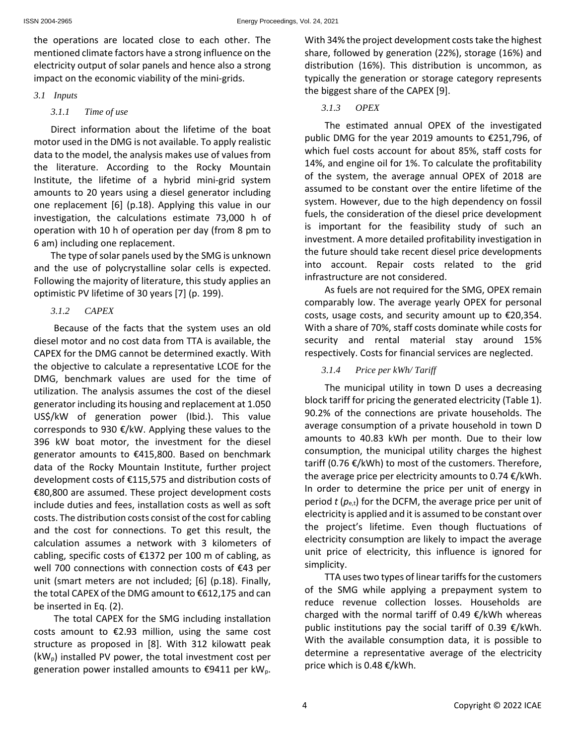the operations are located close to each other. The mentioned climate factors have a strong influence on the electricity output of solar panels and hence also a strong impact on the economic viability of the mini-grids.

### 3.1 Inputs

#### 3.1.1 Time of use

Direct information about the lifetime of the boat motor used in the DMG is not available. To apply realistic data to the model, the analysis makes use of values from the literature. According to the Rocky Mountain Institute, the lifetime of a hybrid mini-grid system amounts to 20 years using a diesel generator including one replacement [6] (p.18). Applying this value in our investigation, the calculations estimate 73,000 h of operation with 10 h of operation per day (from 8 pm to 6 am) including one replacement.

The type of solar panels used by the SMG is unknown and the use of polycrystalline solar cells is expected. Following the majority of literature, this study applies an optimistic PV lifetime of 30 years [7] (p. 199).

#### 3.1.2 CAPEX

Because of the facts that the system uses an old diesel motor and no cost data from TTA is available, the CAPEX for the DMG cannot be determined exactly. With the objective to calculate a representative LCOE for the DMG, benchmark values are used for the time of utilization. The analysis assumes the cost of the diesel generator including its housing and replacement at 1.050 US$/kW of generation power (Ibid.). This value corresponds to 930 €/kW. Applying these values to the 396 kW boat motor, the investment for the diesel generator amounts to €415,800. Based on benchmark data of the Rocky Mountain Institute, further project development costs of €115,575 and distribution costs of €80,800 are assumed. These project development costs include duties and fees, installation costs as well as soft costs. The distribution costs consist of the cost for cabling and the cost for connections. To get this result, the calculation assumes a network with 3 kilometers of cabling, specific costs of €1372 per 100 m of cabling, as well 700 connections with connection costs of €43 per unit (smart meters are not included; [6] (p.18). Finally, the total CAPEX of the DMG amount to €612,175 and can be inserted in Eq. (2).

The total CAPEX for the SMG including installation costs amount to €2.93 million, using the same cost structure as proposed in [8]. With 312 kilowatt peak ($kW_p$) installed PV power, the total investment cost per generation power installed amounts to €9411 per $kW_p$. With 34% the project development costs take the highest share, followed by generation (22%), storage (16%) and distribution (16%). This distribution is uncommon, as typically the generation or storage category represents the biggest share of the CAPEX [9].

#### 3.1.3 OPEX

The estimated annual OPEX of the investigated public DMG for the year 2019 amounts to €251,796, of which fuel costs account for about 85%, staff costs for 14%, and engine oil for 1%. To calculate the profitability of the system, the average annual OPEX of 2018 are assumed to be constant over the entire lifetime of the system. However, due to the high dependency on fossil fuels, the consideration of the diesel price development is important for the feasibility study of such an investment. A more detailed profitability investigation in the future should take recent diesel price developments into account. Repair costs related to the grid infrastructure are not considered.

As fuels are not required for the SMG, OPEX remain comparably low. The average yearly OPEX for personal costs, usage costs, and security amount up to €20,354. With a share of 70%, staff costs dominate while costs for security and rental material stay around 15% respectively. Costs for financial services are neglected.

#### 3.1.4 Price per kWh/ Tariff

The municipal utility in town D uses a decreasing block tariff for pricing the generated electricity (Table 1). 90.2% of the connections are private households. The average consumption of a private household in town D amounts to 40.83 kWh per month. Due to their low consumption, the municipal utility charges the highest tariff (0.76 €/kWh) to most of the customers. Therefore, the average price per electricity amounts to 0.74 €/kWh. In order to determine the price per unit of energy in period $t$ ($p_{e,t}$) for the DCFM, the average price per unit of electricity is applied and it is assumed to be constant over the project's lifetime. Even though fluctuations of electricity consumption are likely to impact the average unit price of electricity, this influence is ignored for simplicity.

TTA uses two types of linear tariffs for the customers of the SMG while applying a prepayment system to reduce revenue collection losses. Households are charged with the normal tariff of 0.49 €/kWh whereas public institutions pay the social tariff of 0.39 €/kWh. With the available consumption data, it is possible to determine a representative average of the electricity price which is 0.48 €/kWh.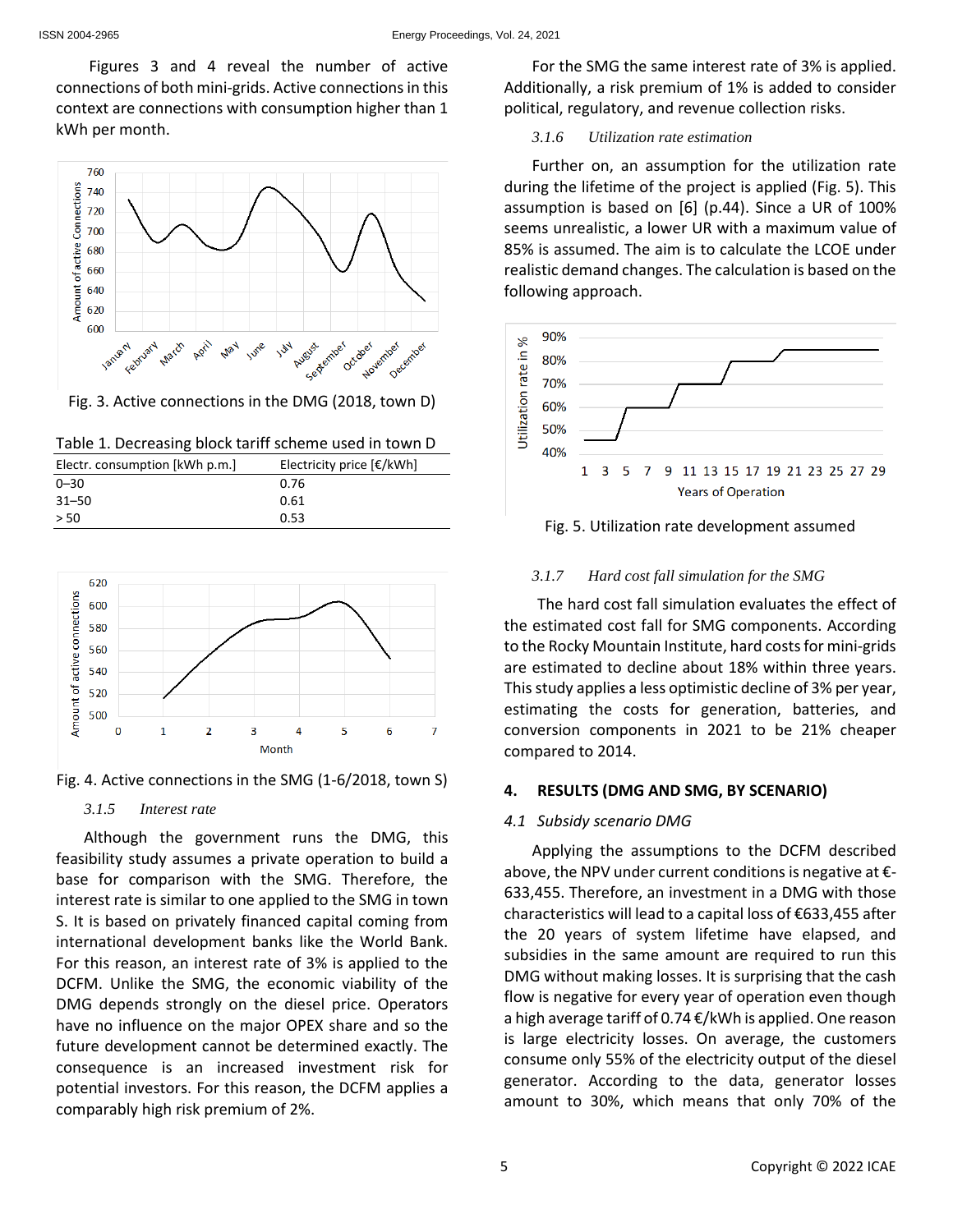Figures 3 and 4 reveal the number of active connections of both mini-grids. Active connections in this context are connections with consumption higher than 1 kWh per month.

Fig. 3. Active connections in the DMG (2018, town D)

Table 1. Decreasing block tariff scheme used in town D

| Electr. consumption [kWh p.m.] | Electricity price [€/kWh] |
|---|---|
| 0–30 | 0.76 |
| 31–50 | 0.61 |
| > 50 | 0.53 |

Fig. 4. Active connections in the SMG (1-6/2018, town S)

### 3.1.5 Interest rate

Although the government runs the DMG, this feasibility study assumes a private operation to build a base for comparison with the SMG. Therefore, the interest rate is similar to one applied to the SMG in town S. It is based on privately financed capital coming from international development banks like the World Bank. For this reason, an interest rate of 3% is applied to the DCFM. Unlike the SMG, the economic viability of the DMG depends strongly on the diesel price. Operators have no influence on the major OPEX share and so the future development cannot be determined exactly. The consequence is an increased investment risk for potential investors. For this reason, the DCFM applies a comparably high risk premium of 2%.

For the SMG the same interest rate of 3% is applied. Additionally, a risk premium of 1% is added to consider political, regulatory, and revenue collection risks.

### 3.1.6 Utilization rate estimation

Further on, an assumption for the utilization rate during the lifetime of the project is applied (Fig. 5). This assumption is based on [6] (p.44). Since a UR of 100% seems unrealistic, a lower UR with a maximum value of 85% is assumed. The aim is to calculate the LCOE under realistic demand changes. The calculation is based on the following approach.

Fig. 5. Utilization rate development assumed

### 3.1.7 Hard cost fall simulation for the SMG

The hard cost fall simulation evaluates the effect of the estimated cost fall for SMG components. According to the Rocky Mountain Institute, hard costs for mini-grids are estimated to decline about 18% within three years. This study applies a less optimistic decline of 3% per year, estimating the costs for generation, batteries, and conversion components in 2021 to be 21% cheaper compared to 2014.

## 4. RESULTS (DMG AND SMG, BY SCENARIO)

### 4.1 Subsidy scenario DMG

Applying the assumptions to the DCFM described above, the NPV under current conditions is negative at €-633,455. Therefore, an investment in a DMG with those characteristics will lead to a capital loss of €633,455 after the 20 years of system lifetime have elapsed, and subsidies in the same amount are required to run this DMG without making losses. It is surprising that the cash flow is negative for every year of operation even though a high average tariff of 0.74 €/kWh is applied. One reason is large electricity losses. On average, the customers consume only 55% of the electricity output of the diesel generator. According to the data, generator losses amount to 30%, which means that only 70% of the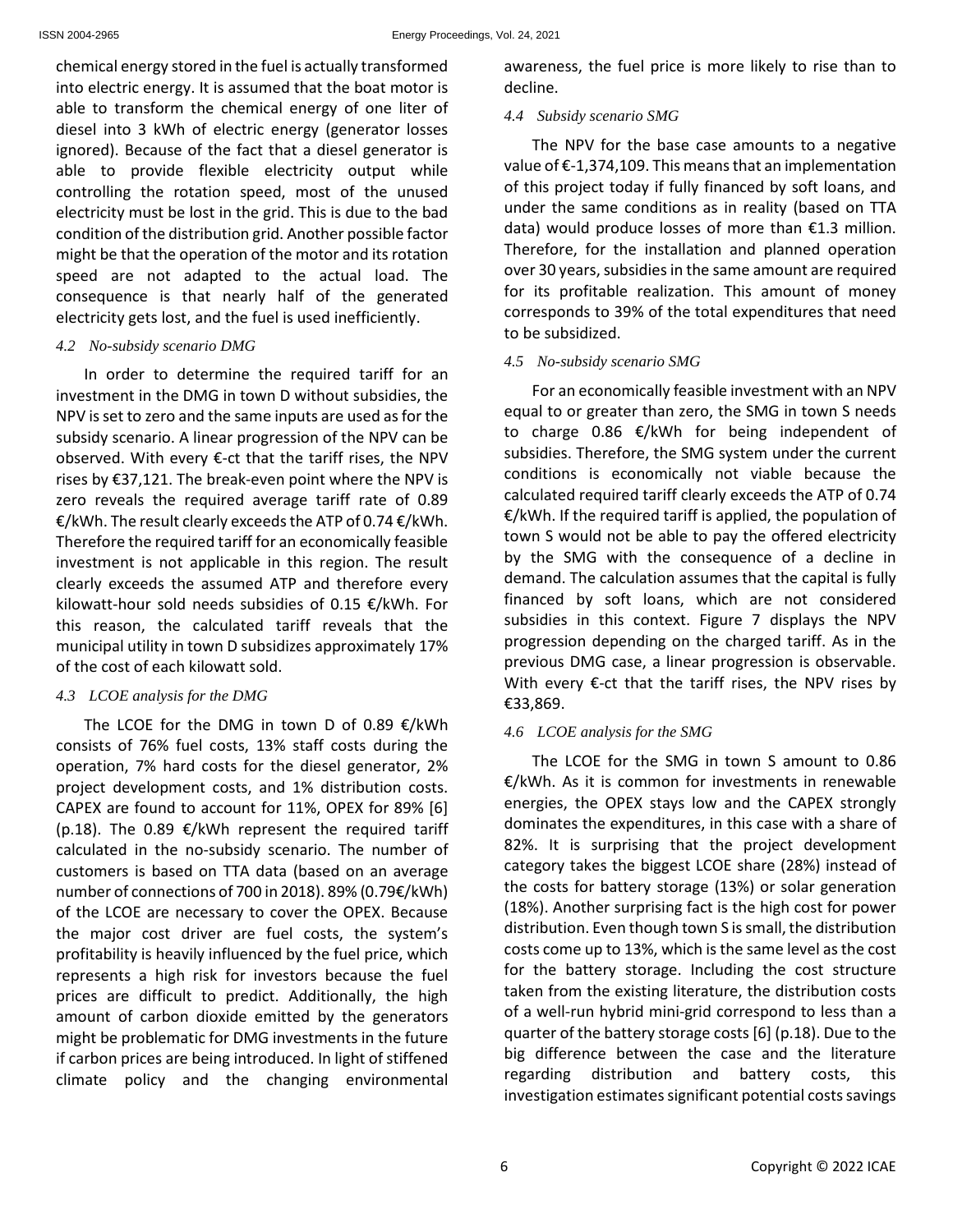chemical energy stored in the fuel is actually transformed into electric energy. It is assumed that the boat motor is able to transform the chemical energy of one liter of diesel into 3 kWh of electric energy (generator losses ignored). Because of the fact that a diesel generator is able to provide flexible electricity output while controlling the rotation speed, most of the unused electricity must be lost in the grid. This is due to the bad condition of the distribution grid. Another possible factor might be that the operation of the motor and its rotation speed are not adapted to the actual load. The consequence is that nearly half of the generated electricity gets lost, and the fuel is used inefficiently.

### *4.2 No-subsidy scenario DMG*

In order to determine the required tariff for an investment in the DMG in town D without subsidies, the NPV is set to zero and the same inputs are used as for the subsidy scenario. A linear progression of the NPV can be observed. With every €-ct that the tariff rises, the NPV rises by €37,121. The break-even point where the NPV is zero reveals the required average tariff rate of 0.89 €/kWh. The result clearly exceeds the ATP of 0.74 €/kWh. Therefore the required tariff for an economically feasible investment is not applicable in this region. The result clearly exceeds the assumed ATP and therefore every kilowatt-hour sold needs subsidies of 0.15 €/kWh. For this reason, the calculated tariff reveals that the municipal utility in town D subsidizes approximately 17% of the cost of each kilowatt sold.

### *4.3 LCOE analysis for the DMG*

The LCOE for the DMG in town D of 0.89 €/kWh consists of 76% fuel costs, 13% staff costs during the operation, 7% hard costs for the diesel generator, 2% project development costs, and 1% distribution costs. CAPEX are found to account for 11%, OPEX for 89% [6] (p.18). The 0.89 €/kWh represent the required tariff calculated in the no-subsidy scenario. The number of customers is based on TTA data (based on an average number of connections of 700 in 2018). 89% (0.79€/kWh) of the LCOE are necessary to cover the OPEX. Because the major cost driver are fuel costs, the system's profitability is heavily influenced by the fuel price, which represents a high risk for investors because the fuel prices are difficult to predict. Additionally, the high amount of carbon dioxide emitted by the generators might be problematic for DMG investments in the future if carbon prices are being introduced. In light of stiffened climate policy and the changing environmental awareness, the fuel price is more likely to rise than to decline.

### *4.4 Subsidy scenario SMG*

The NPV for the base case amounts to a negative value of €-1,374,109. This means that an implementation of this project today if fully financed by soft loans, and under the same conditions as in reality (based on TTA data) would produce losses of more than €1.3 million. Therefore, for the installation and planned operation over 30 years, subsidies in the same amount are required for its profitable realization. This amount of money corresponds to 39% of the total expenditures that need to be subsidized.

### *4.5 No-subsidy scenario SMG*

For an economically feasible investment with an NPV equal to or greater than zero, the SMG in town S needs to charge 0.86 €/kWh for being independent of subsidies. Therefore, the SMG system under the current conditions is economically not viable because the calculated required tariff clearly exceeds the ATP of 0.74 €/kWh. If the required tariff is applied, the population of town S would not be able to pay the offered electricity by the SMG with the consequence of a decline in demand. The calculation assumes that the capital is fully financed by soft loans, which are not considered subsidies in this context. Figure 7 displays the NPV progression depending on the charged tariff. As in the previous DMG case, a linear progression is observable. With every €-ct that the tariff rises, the NPV rises by €33,869.

### *4.6 LCOE analysis for the SMG*

The LCOE for the SMG in town S amount to 0.86 €/kWh. As it is common for investments in renewable energies, the OPEX stays low and the CAPEX strongly dominates the expenditures, in this case with a share of 82%. It is surprising that the project development category takes the biggest LCOE share (28%) instead of the costs for battery storage (13%) or solar generation (18%). Another surprising fact is the high cost for power distribution. Even though town S is small, the distribution costs come up to 13%, which is the same level as the cost for the battery storage. Including the cost structure taken from the existing literature, the distribution costs of a well-run hybrid mini-grid correspond to less than a quarter of the battery storage costs [6] (p.18). Due to the big difference between the case and the literature regarding distribution and battery costs, this investigation estimates significant potential costs savings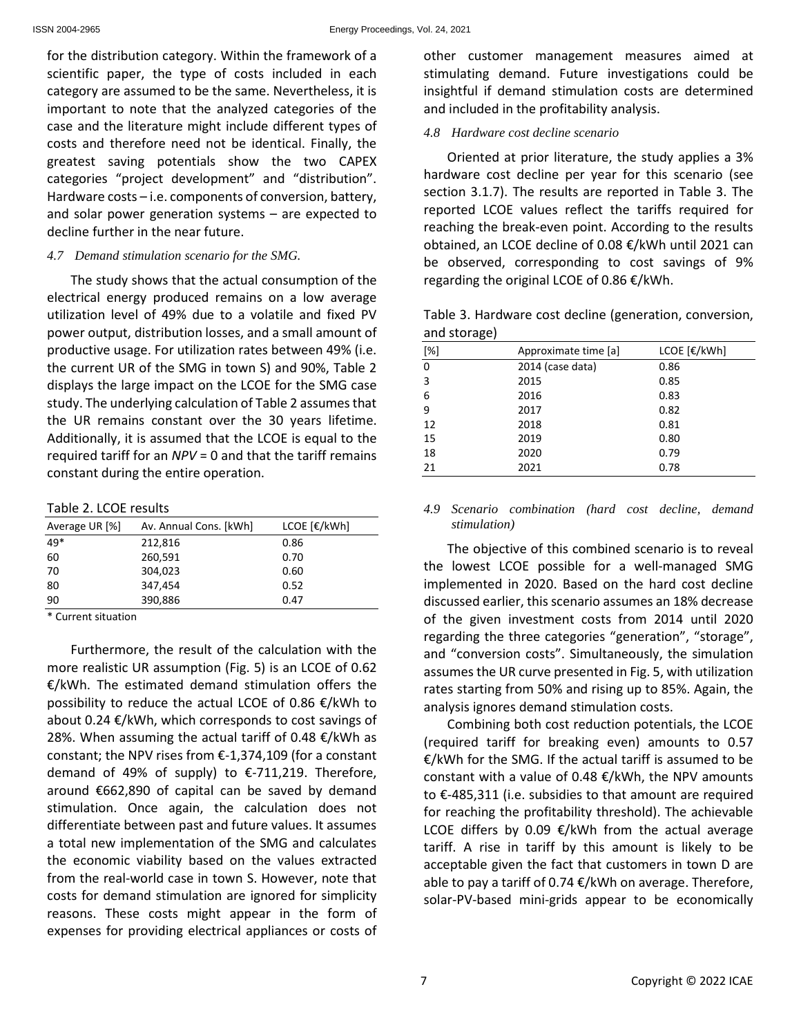for the distribution category. Within the framework of a scientific paper, the type of costs included in each category are assumed to be the same. Nevertheless, it is important to note that the analyzed categories of the case and the literature might include different types of costs and therefore need not be identical. Finally, the greatest saving potentials show the two CAPEX categories "project development" and "distribution". Hardware costs – i.e. components of conversion, battery, and solar power generation systems – are expected to decline further in the near future.

### 4.7 Demand stimulation scenario for the SMG.

The study shows that the actual consumption of the electrical energy produced remains on a low average utilization level of 49% due to a volatile and fixed PV power output, distribution losses, and a small amount of productive usage. For utilization rates between 49% (i.e. the current UR of the SMG in town S) and 90%, Table 2 displays the large impact on the LCOE for the SMG case study. The underlying calculation of Table 2 assumes that the UR remains constant over the 30 years lifetime. Additionally, it is assumed that the LCOE is equal to the required tariff for an *NPV* = 0 and that the tariff remains constant during the entire operation.

Table 2. LCOE results

| Average UR [%] | Av. Annual Cons. [kWh] | LCOE [€/kWh] |
|---|---|---|
| 49* | 212,816 | 0.86 |
| 60 | 260,591 | 0.70 |
| 70 | 304,023 | 0.60 |
| 80 | 347,454 | 0.52 |
| 90 | 390,886 | 0.47 |

\* Current situation

Furthermore, the result of the calculation with the more realistic UR assumption (Fig. 5) is an LCOE of 0.62 €/kWh. The estimated demand stimulation offers the possibility to reduce the actual LCOE of 0.86 €/kWh to about 0.24 €/kWh, which corresponds to cost savings of 28%. When assuming the actual tariff of 0.48 €/kWh as constant; the NPV rises from €-1,374,109 (for a constant demand of 49% of supply) to €-711,219. Therefore, around €662,890 of capital can be saved by demand stimulation. Once again, the calculation does not differentiate between past and future values. It assumes a total new implementation of the SMG and calculates the economic viability based on the values extracted from the real-world case in town S. However, note that costs for demand stimulation are ignored for simplicity reasons. These costs might appear in the form of expenses for providing electrical appliances or costs of other customer management measures aimed at stimulating demand. Future investigations could be insightful if demand stimulation costs are determined and included in the profitability analysis.

### 4.8 Hardware cost decline scenario

Oriented at prior literature, the study applies a 3% hardware cost decline per year for this scenario (see section 3.1.7). The results are reported in Table 3. The reported LCOE values reflect the tariffs required for reaching the break-even point. According to the results obtained, an LCOE decline of 0.08 €/kWh until 2021 can be observed, corresponding to cost savings of 9% regarding the original LCOE of 0.86 €/kWh.

Table 3. Hardware cost decline (generation, conversion, and storage)

| [%] | Approximate time [a] | LCOE [€/kWh] |
|---|---|---|
| 0 | 2014 (case data) | 0.86 |
| 3 | 2015 | 0.85 |
| 6 | 2016 | 0.83 |
| 9 | 2017 | 0.82 |
| 12 | 2018 | 0.81 |
| 15 | 2019 | 0.80 |
| 18 | 2020 | 0.79 |
| 21 | 2021 | 0.78 |

### 4.9 Scenario combination (hard cost decline, demand stimulation)

The objective of this combined scenario is to reveal the lowest LCOE possible for a well-managed SMG implemented in 2020. Based on the hard cost decline discussed earlier, this scenario assumes an 18% decrease of the given investment costs from 2014 until 2020 regarding the three categories "generation", "storage", and "conversion costs". Simultaneously, the simulation assumes the UR curve presented in Fig. 5, with utilization rates starting from 50% and rising up to 85%. Again, the analysis ignores demand stimulation costs.

Combining both cost reduction potentials, the LCOE (required tariff for breaking even) amounts to 0.57 €/kWh for the SMG. If the actual tariff is assumed to be constant with a value of 0.48 €/kWh, the NPV amounts to €-485,311 (i.e. subsidies to that amount are required for reaching the profitability threshold). The achievable LCOE differs by 0.09 €/kWh from the actual average tariff. A rise in tariff by this amount is likely to be acceptable given the fact that customers in town D are able to pay a tariff of 0.74 €/kWh on average. Therefore, solar-PV-based mini-grids appear to be economically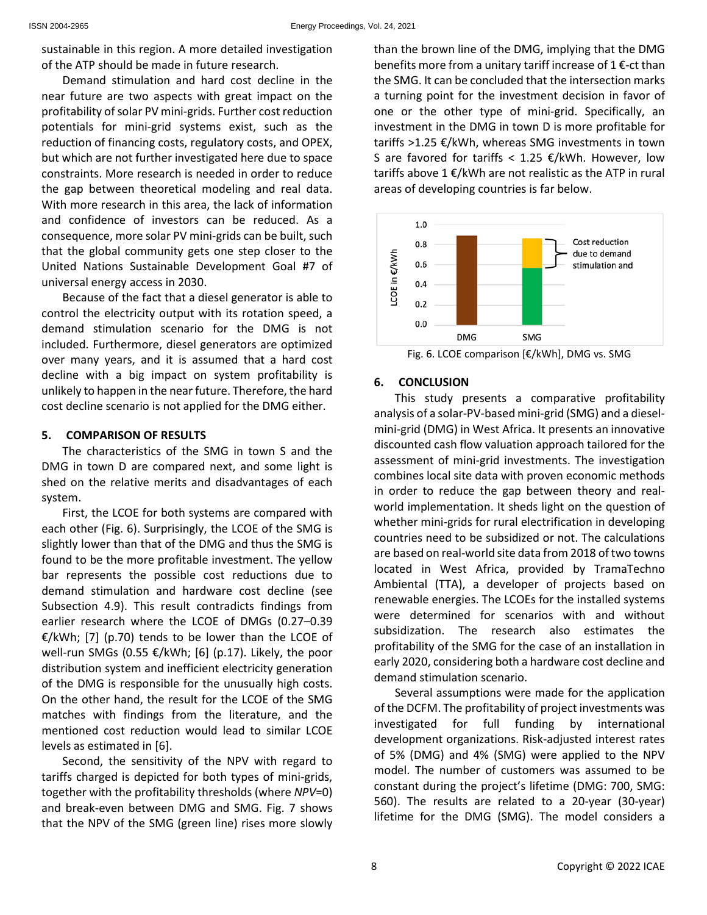sustainable in this region. A more detailed investigation of the ATP should be made in future research.

Demand stimulation and hard cost decline in the near future are two aspects with great impact on the profitability of solar PV mini-grids. Further cost reduction potentials for mini-grid systems exist, such as the reduction of financing costs, regulatory costs, and OPEX, but which are not further investigated here due to space constraints. More research is needed in order to reduce the gap between theoretical modeling and real data. With more research in this area, the lack of information and confidence of investors can be reduced. As a consequence, more solar PV mini-grids can be built, such that the global community gets one step closer to the United Nations Sustainable Development Goal #7 of universal energy access in 2030.

Because of the fact that a diesel generator is able to control the electricity output with its rotation speed, a demand stimulation scenario for the DMG is not included. Furthermore, diesel generators are optimized over many years, and it is assumed that a hard cost decline with a big impact on system profitability is unlikely to happen in the near future. Therefore, the hard cost decline scenario is not applied for the DMG either.

## 5. COMPARISON OF RESULTS

The characteristics of the SMG in town S and the DMG in town D are compared next, and some light is shed on the relative merits and disadvantages of each system.

First, the LCOE for both systems are compared with each other (Fig. 6). Surprisingly, the LCOE of the SMG is slightly lower than that of the DMG and thus the SMG is found to be the more profitable investment. The yellow bar represents the possible cost reductions due to demand stimulation and hardware cost decline (see Subsection 4.9). This result contradicts findings from earlier research where the LCOE of DMGs (0.27–0.39 €/kWh; [7] (p.70) tends to be lower than the LCOE of well-run SMGs (0.55 €/kWh; [6] (p.17). Likely, the poor distribution system and inefficient electricity generation of the DMG is responsible for the unusually high costs. On the other hand, the result for the LCOE of the SMG matches with findings from the literature, and the mentioned cost reduction would lead to similar LCOE levels as estimated in [6].

Second, the sensitivity of the NPV with regard to tariffs charged is depicted for both types of mini-grids, together with the profitability thresholds (where *NPV*=0) and break-even between DMG and SMG. Fig. 7 shows that the NPV of the SMG (green line) rises more slowly than the brown line of the DMG, implying that the DMG benefits more from a unitary tariff increase of 1 €-ct than the SMG. It can be concluded that the intersection marks a turning point for the investment decision in favor of one or the other type of mini-grid. Specifically, an investment in the DMG in town D is more profitable for tariffs >1.25 €/kWh, whereas SMG investments in town S are favored for tariffs < 1.25 €/kWh. However, low tariffs above 1 €/kWh are not realistic as the ATP in rural areas of developing countries is far below.

Fig. 6. LCOE comparison [€/kWh], DMG vs. SMG

## 6. CONCLUSION

This study presents a comparative profitability analysis of a solar-PV-based mini-grid (SMG) and a diesel-mini-grid (DMG) in West Africa. It presents an innovative discounted cash flow valuation approach tailored for the assessment of mini-grid investments. The investigation combines local site data with proven economic methods in order to reduce the gap between theory and real-world implementation. It sheds light on the question of whether mini-grids for rural electrification in developing countries need to be subsidized or not. The calculations are based on real-world site data from 2018 of two towns located in West Africa, provided by TramaTechno Ambiental (TTA), a developer of projects based on renewable energies. The LCOEs for the installed systems were determined for scenarios with and without subsidization. The research also estimates the profitability of the SMG for the case of an installation in early 2020, considering both a hardware cost decline and demand stimulation scenario.

Several assumptions were made for the application of the DCFM. The profitability of project investments was investigated for full funding by international development organizations. Risk-adjusted interest rates of 5% (DMG) and 4% (SMG) were applied to the NPV model. The number of customers was assumed to be constant during the project's lifetime (DMG: 700, SMG: 560). The results are related to a 20-year (30-year) lifetime for the DMG (SMG). The model considers a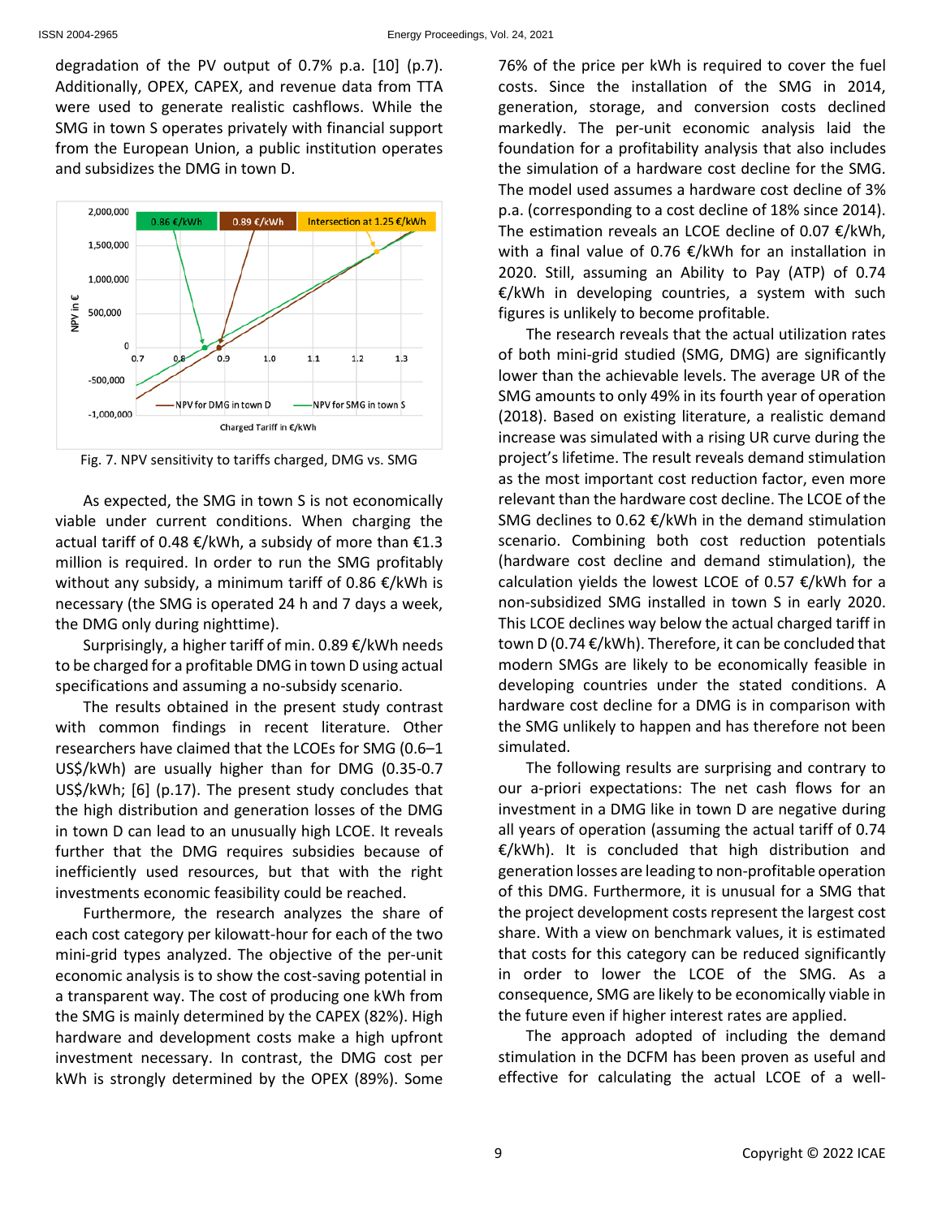degradation of the PV output of 0.7% p.a. [10] (p.7). Additionally, OPEX, CAPEX, and revenue data from TTA were used to generate realistic cashflows. While the SMG in town S operates privately with financial support from the European Union, a public institution operates and subsidizes the DMG in town D.

Fig. 7. NPV sensitivity to tariffs charged, DMG vs. SMG

As expected, the SMG in town S is not economically viable under current conditions. When charging the actual tariff of 0.48 €/kWh, a subsidy of more than €1.3 million is required. In order to run the SMG profitably without any subsidy, a minimum tariff of 0.86 €/kWh is necessary (the SMG is operated 24 h and 7 days a week, the DMG only during nighttime).

Surprisingly, a higher tariff of min. 0.89 €/kWh needs to be charged for a profitable DMG in town D using actual specifications and assuming a no-subsidy scenario.

The results obtained in the present study contrast with common findings in recent literature. Other researchers have claimed that the LCOEs for SMG (0.6–1 US$/kWh) are usually higher than for DMG (0.35-0.7 US$/kWh; [6] (p.17). The present study concludes that the high distribution and generation losses of the DMG in town D can lead to an unusually high LCOE. It reveals further that the DMG requires subsidies because of inefficiently used resources, but that with the right investments economic feasibility could be reached.

Furthermore, the research analyzes the share of each cost category per kilowatt-hour for each of the two mini-grid types analyzed. The objective of the per-unit economic analysis is to show the cost-saving potential in a transparent way. The cost of producing one kWh from the SMG is mainly determined by the CAPEX (82%). High hardware and development costs make a high upfront investment necessary. In contrast, the DMG cost per kWh is strongly determined by the OPEX (89%). Some 76% of the price per kWh is required to cover the fuel costs. Since the installation of the SMG in 2014, generation, storage, and conversion costs declined markedly. The per-unit economic analysis laid the foundation for a profitability analysis that also includes the simulation of a hardware cost decline for the SMG. The model used assumes a hardware cost decline of 3% p.a. (corresponding to a cost decline of 18% since 2014). The estimation reveals an LCOE decline of 0.07 €/kWh, with a final value of 0.76 €/kWh for an installation in 2020. Still, assuming an Ability to Pay (ATP) of 0.74 €/kWh in developing countries, a system with such figures is unlikely to become profitable.

The research reveals that the actual utilization rates of both mini-grid studied (SMG, DMG) are significantly lower than the achievable levels. The average UR of the SMG amounts to only 49% in its fourth year of operation (2018). Based on existing literature, a realistic demand increase was simulated with a rising UR curve during the project's lifetime. The result reveals demand stimulation as the most important cost reduction factor, even more relevant than the hardware cost decline. The LCOE of the SMG declines to 0.62 €/kWh in the demand stimulation scenario. Combining both cost reduction potentials (hardware cost decline and demand stimulation), the calculation yields the lowest LCOE of 0.57 €/kWh for a non-subsidized SMG installed in town S in early 2020. This LCOE declines way below the actual charged tariff in town D (0.74 €/kWh). Therefore, it can be concluded that modern SMGs are likely to be economically feasible in developing countries under the stated conditions. A hardware cost decline for a DMG is in comparison with the SMG unlikely to happen and has therefore not been simulated.

The following results are surprising and contrary to our a-priori expectations: The net cash flows for an investment in a DMG like in town D are negative during all years of operation (assuming the actual tariff of 0.74 €/kWh). It is concluded that high distribution and generation losses are leading to non-profitable operation of this DMG. Furthermore, it is unusual for a SMG that the project development costs represent the largest cost share. With a view on benchmark values, it is estimated that costs for this category can be reduced significantly in order to lower the LCOE of the SMG. As a consequence, SMG are likely to be economically viable in the future even if higher interest rates are applied.

The approach adopted of including the demand stimulation in the DCFM has been proven as useful and effective for calculating the actual LCOE of a well-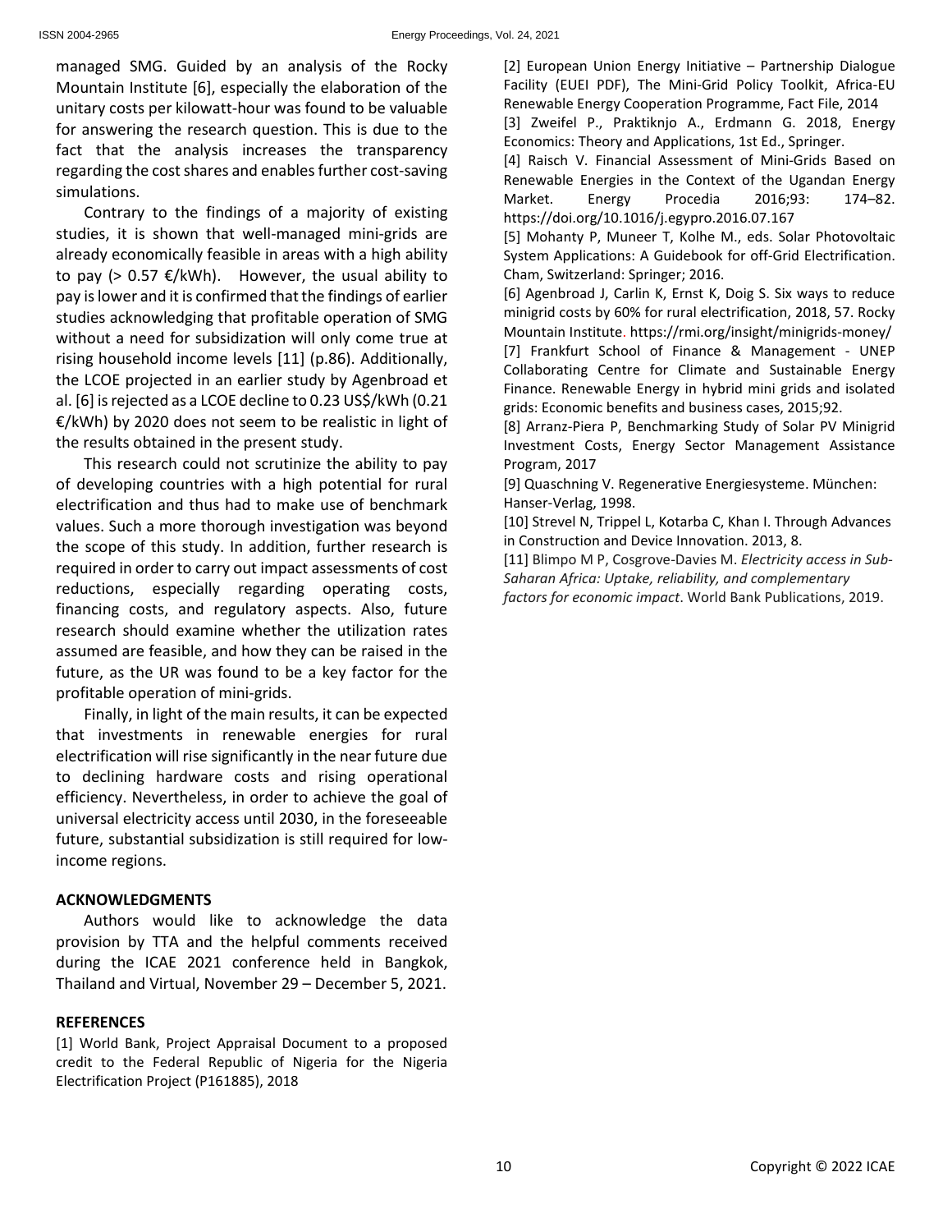managed SMG. Guided by an analysis of the Rocky Mountain Institute [6], especially the elaboration of the unitary costs per kilowatt-hour was found to be valuable for answering the research question. This is due to the fact that the analysis increases the transparency regarding the cost shares and enables further cost-saving simulations.

Contrary to the findings of a majority of existing studies, it is shown that well-managed mini-grids are already economically feasible in areas with a high ability to pay (> 0.57 €/kWh). However, the usual ability to pay is lower and it is confirmed that the findings of earlier studies acknowledging that profitable operation of SMG without a need for subsidization will only come true at rising household income levels [11] (p.86). Additionally, the LCOE projected in an earlier study by Agenbroad et al. [6] is rejected as a LCOE decline to 0.23 US$/kWh (0.21 €/kWh) by 2020 does not seem to be realistic in light of the results obtained in the present study.

This research could not scrutinize the ability to pay of developing countries with a high potential for rural electrification and thus had to make use of benchmark values. Such a more thorough investigation was beyond the scope of this study. In addition, further research is required in order to carry out impact assessments of cost reductions, especially regarding operating costs, financing costs, and regulatory aspects. Also, future research should examine whether the utilization rates assumed are feasible, and how they can be raised in the future, as the UR was found to be a key factor for the profitable operation of mini-grids.

Finally, in light of the main results, it can be expected that investments in renewable energies for rural electrification will rise significantly in the near future due to declining hardware costs and rising operational efficiency. Nevertheless, in order to achieve the goal of universal electricity access until 2030, in the foreseeable future, substantial subsidization is still required for low-income regions.

## ACKNOWLEDGMENTS

Authors would like to acknowledge the data provision by TTA and the helpful comments received during the ICAE 2021 conference held in Bangkok, Thailand and Virtual, November 29 – December 5, 2021.

## REFERENCES

[1] World Bank, Project Appraisal Document to a proposed credit to the Federal Republic of Nigeria for the Nigeria Electrification Project (P161885), 2018

[2] European Union Energy Initiative – Partnership Dialogue Facility (EUEI PDF), The Mini-Grid Policy Toolkit, Africa-EU Renewable Energy Cooperation Programme, Fact File, 2014

[3] Zweifel P., Praktiknjo A., Erdmann G. 2018, Energy Economics: Theory and Applications, 1st Ed., Springer.

[4] Raisch V. Financial Assessment of Mini-Grids Based on Renewable Energies in the Context of the Ugandan Energy Market. Energy Procedia 2016;93: 174–82. https://doi.org/10.1016/j.egypro.2016.07.167

[5] Mohanty P, Muneer T, Kolhe M., eds. Solar Photovoltaic System Applications: A Guidebook for off-Grid Electrification. Cham, Switzerland: Springer; 2016.

[6] Agenbroad J, Carlin K, Ernst K, Doig S. Six ways to reduce minigrid costs by 60% for rural electrification, 2018, 57. Rocky Mountain Institute. https://rmi.org/insight/minigrids-money/

[7] Frankfurt School of Finance & Management - UNEP Collaborating Centre for Climate and Sustainable Energy Finance. Renewable Energy in hybrid mini grids and isolated grids: Economic benefits and business cases, 2015;92.

[8] Arranz-Piera P, Benchmarking Study of Solar PV Minigrid Investment Costs, Energy Sector Management Assistance Program, 2017

[9] Quaschning V. Regenerative Energiesysteme. München: Hanser-Verlag, 1998.

[10] Strevel N, Trippel L, Kotarba C, Khan I. Through Advances in Construction and Device Innovation. 2013, 8.

[11] Blimpo M P, Cosgrove-Davies M. *Electricity access in Sub-Saharan Africa: Uptake, reliability, and complementary factors for economic impact*. World Bank Publications, 2019.